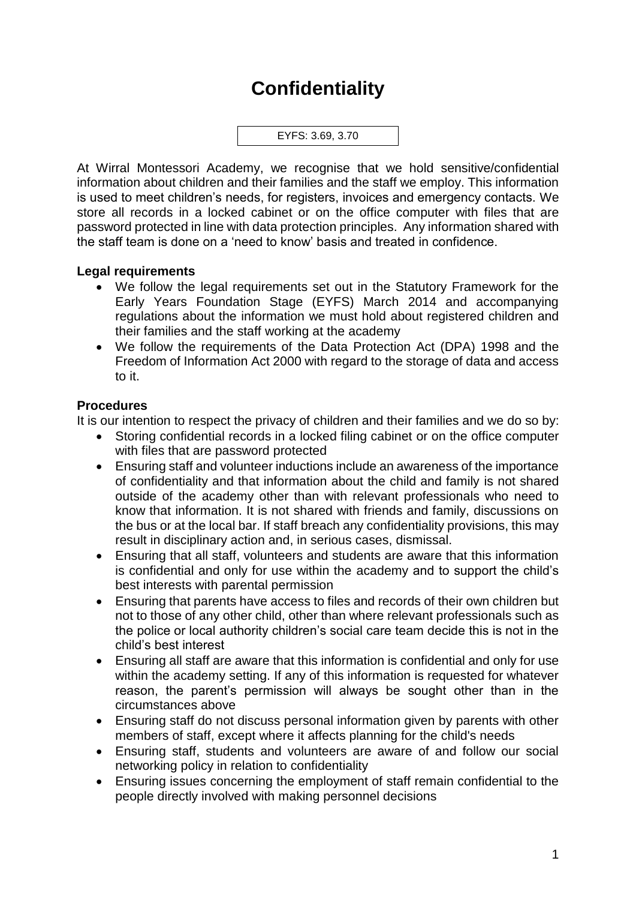# Confidentiality

EYFS: 3.69, 3.70

At Wirral Montessori Academy, we recognise that we hold sensitive/confidential information about children and their families and the staff we employ. This information is used to meet children's needs, for registers, invoices and emergency contacts. We store all records in a locked cabinet or on the office computer with files that are password protected in line with data protection principles. Any information shared with the staff team is done on a 'need to know' basis and treated in confidence.

**Legal requirements**

- We follow the legal requirements set out in the Statutory Framework for the Early Years Foundation Stage (EYFS) March 2014 and accompanying regulations about the information we must hold about registered children and their families and the staff working at the academy
- We follow the requirements of the Data Protection Act (DPA) 1998 and the Freedom of Information Act 2000 with regard to the storage of data and access to it.

**Procedures**

It is our intention to respect the privacy of children and their families and we do so by:

- Storing confidential records in a locked filing cabinet or on the office computer with files that are password protected
- Ensuring staff and volunteer inductions include an awareness of the importance of confidentiality and that information about the child and family is not shared outside of the academy other than with relevant professionals who need to know that information. It is not shared with friends and family, discussions on the bus or at the local bar. If staff breach any confidentiality provisions, this may result in disciplinary action and, in serious cases, dismissal.
- Ensuring that all staff, volunteers and students are aware that this information is confidential and only for use within the academy and to support the child's best interests with parental permission
- Ensuring that parents have access to files and records of their own children but not to those of any other child, other than where relevant professionals such as the police or local authority children's social care team decide this is not in the child's best interest
- Ensuring all staff are aware that this information is confidential and only for use within the academy setting. If any of this information is requested for whatever reason, the parent's permission will always be sought other than in the circumstances above
- Ensuring staff do not discuss personal information given by parents with other members of staff, except where it affects planning for the child's needs
- Ensuring staff, students and volunteers are aware of and follow our social networking policy in relation to confidentiality
- Ensuring issues concerning the employment of staff remain confidential to the people directly involved with making personnel decisions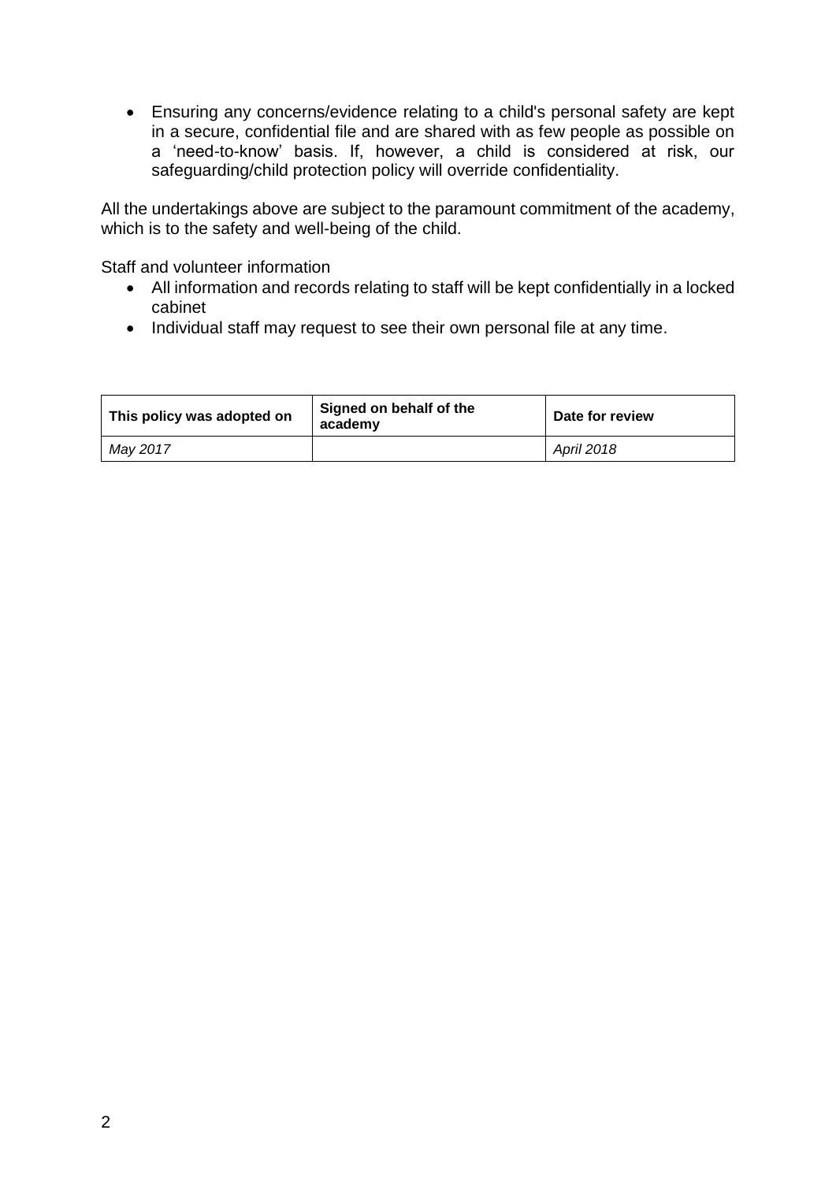- Ensuring any concerns/evidence relating to a child's personal safety are kept in a secure, confidential file and are shared with as few people as possible on a 'need-to-know' basis. If, however, a child is considered at risk, our safeguarding/child protection policy will override confidentiality.

All the undertakings above are subject to the paramount commitment of the academy, which is to the safety and well-being of the child.

Staff and volunteer information

- All information and records relating to staff will be kept confidentially in a locked cabinet
- Individual staff may request to see their own personal file at any time.

| **This policy was adopted on** | **Signed on behalf of the academy** | **Date for review** |
|---|---|---|
| *May 2017* | | *April 2018* |